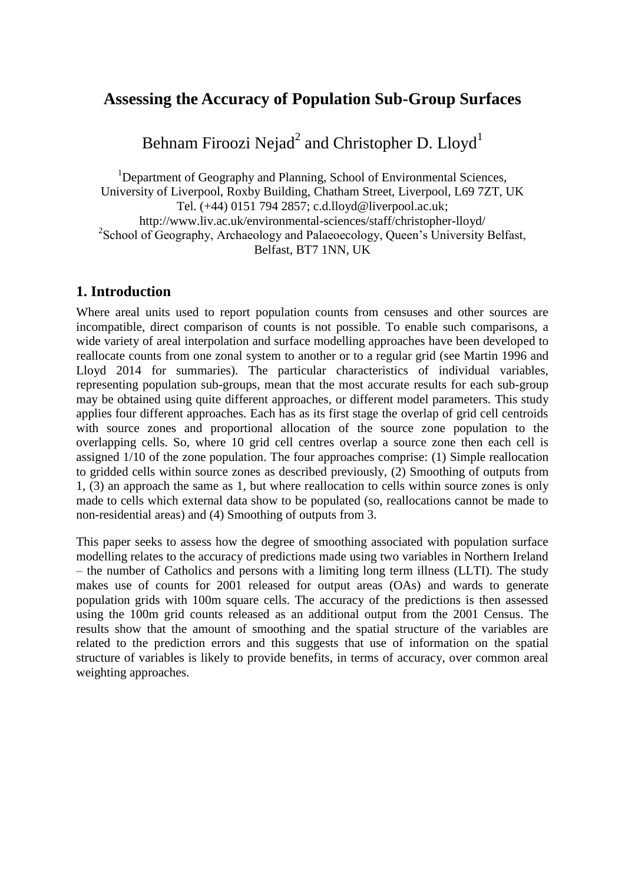# Assessing the Accuracy of Population Sub-Group Surfaces

Behnam Firoozi Nejad[2] and Christopher D. Lloyd[1]

[1]Department of Geography and Planning, School of Environmental Sciences, University of Liverpool, Roxby Building, Chatham Street, Liverpool, L69 7ZT, UK
Tel. (+44) 0151 794 2857; c.d.lloyd@liverpool.ac.uk;
http://www.liv.ac.uk/environmental-sciences/staff/christopher-lloyd/
[2]School of Geography, Archaeology and Palaeoecology, Queen's University Belfast, Belfast, BT7 1NN, UK

## 1. Introduction

Where areal units used to report population counts from censuses and other sources are incompatible, direct comparison of counts is not possible. To enable such comparisons, a wide variety of areal interpolation and surface modelling approaches have been developed to reallocate counts from one zonal system to another or to a regular grid (see Martin 1996 and Lloyd 2014 for summaries). The particular characteristics of individual variables, representing population sub-groups, mean that the most accurate results for each sub-group may be obtained using quite different approaches, or different model parameters. This study applies four different approaches. Each has as its first stage the overlap of grid cell centroids with source zones and proportional allocation of the source zone population to the overlapping cells. So, where 10 grid cell centres overlap a source zone then each cell is assigned 1/10 of the zone population. The four approaches comprise: (1) Simple reallocation to gridded cells within source zones as described previously, (2) Smoothing of outputs from 1, (3) an approach the same as 1, but where reallocation to cells within source zones is only made to cells which external data show to be populated (so, reallocations cannot be made to non-residential areas) and (4) Smoothing of outputs from 3.

This paper seeks to assess how the degree of smoothing associated with population surface modelling relates to the accuracy of predictions made using two variables in Northern Ireland – the number of Catholics and persons with a limiting long term illness (LLTI). The study makes use of counts for 2001 released for output areas (OAs) and wards to generate population grids with 100m square cells. The accuracy of the predictions is then assessed using the 100m grid counts released as an additional output from the 2001 Census. The results show that the amount of smoothing and the spatial structure of the variables are related to the prediction errors and this suggests that use of information on the spatial structure of variables is likely to provide benefits, in terms of accuracy, over common areal weighting approaches.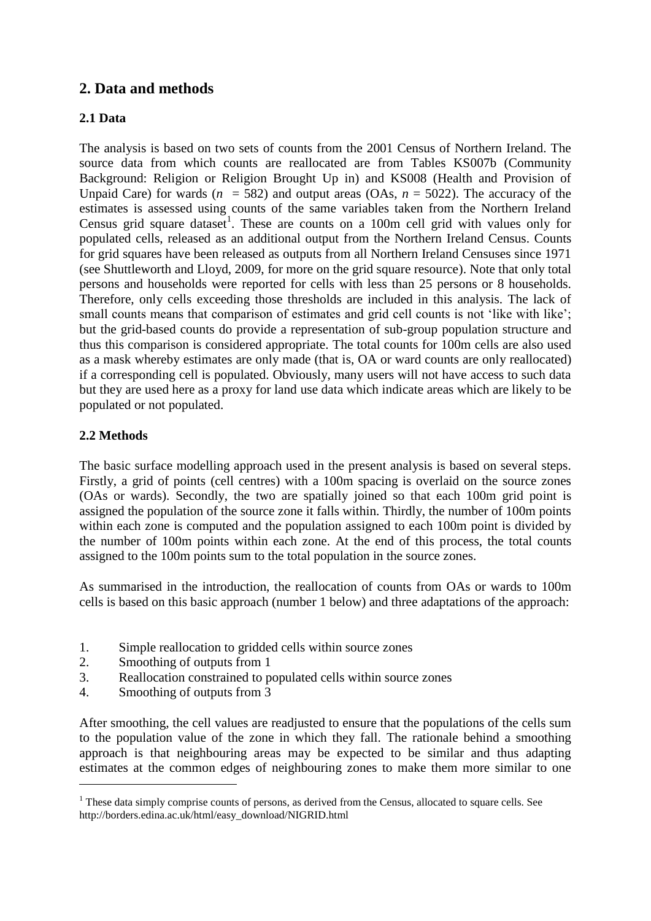## 2. Data and methods

### 2.1 Data

The analysis is based on two sets of counts from the 2001 Census of Northern Ireland. The source data from which counts are reallocated are from Tables KS007b (Community Background: Religion or Religion Brought Up in) and KS008 (Health and Provision of Unpaid Care) for wards ($n = 582$) and output areas (OAs, $n = 5022$). The accuracy of the estimates is assessed using counts of the same variables taken from the Northern Ireland Census grid square dataset[1]. These are counts on a 100m cell grid with values only for populated cells, released as an additional output from the Northern Ireland Census. Counts for grid squares have been released as outputs from all Northern Ireland Censuses since 1971 (see Shuttleworth and Lloyd, 2009, for more on the grid square resource). Note that only total persons and households were reported for cells with less than 25 persons or 8 households. Therefore, only cells exceeding those thresholds are included in this analysis. The lack of small counts means that comparison of estimates and grid cell counts is not 'like with like'; but the grid-based counts do provide a representation of sub-group population structure and thus this comparison is considered appropriate. The total counts for 100m cells are also used as a mask whereby estimates are only made (that is, OA or ward counts are only reallocated) if a corresponding cell is populated. Obviously, many users will not have access to such data but they are used here as a proxy for land use data which indicate areas which are likely to be populated or not populated.

### 2.2 Methods

The basic surface modelling approach used in the present analysis is based on several steps. Firstly, a grid of points (cell centres) with a 100m spacing is overlaid on the source zones (OAs or wards). Secondly, the two are spatially joined so that each 100m grid point is assigned the population of the source zone it falls within. Thirdly, the number of 100m points within each zone is computed and the population assigned to each 100m point is divided by the number of 100m points within each zone. At the end of this process, the total counts assigned to the 100m points sum to the total population in the source zones.

As summarised in the introduction, the reallocation of counts from OAs or wards to 100m cells is based on this basic approach (number 1 below) and three adaptations of the approach:

1. Simple reallocation to gridded cells within source zones
2. Smoothing of outputs from 1
3. Reallocation constrained to populated cells within source zones
4. Smoothing of outputs from 3

After smoothing, the cell values are readjusted to ensure that the populations of the cells sum to the population value of the zone in which they fall. The rationale behind a smoothing approach is that neighbouring areas may be expected to be similar and thus adapting estimates at the common edges of neighbouring zones to make them more similar to one

[1] These data simply comprise counts of persons, as derived from the Census, allocated to square cells. See http://borders.edina.ac.uk/html/easy_download/NIGRID.html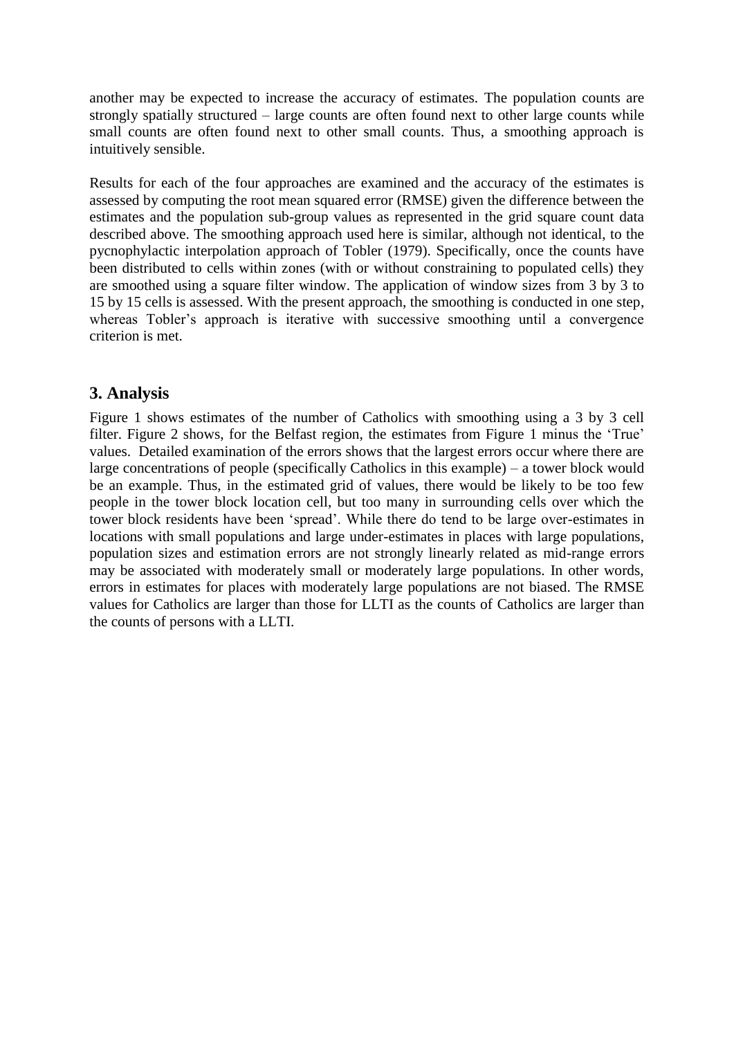another may be expected to increase the accuracy of estimates. The population counts are strongly spatially structured – large counts are often found next to other large counts while small counts are often found next to other small counts. Thus, a smoothing approach is intuitively sensible.

Results for each of the four approaches are examined and the accuracy of the estimates is assessed by computing the root mean squared error (RMSE) given the difference between the estimates and the population sub-group values as represented in the grid square count data described above. The smoothing approach used here is similar, although not identical, to the pycnophylactic interpolation approach of Tobler (1979). Specifically, once the counts have been distributed to cells within zones (with or without constraining to populated cells) they are smoothed using a square filter window. The application of window sizes from 3 by 3 to 15 by 15 cells is assessed. With the present approach, the smoothing is conducted in one step, whereas Tobler's approach is iterative with successive smoothing until a convergence criterion is met.

## 3. Analysis

Figure 1 shows estimates of the number of Catholics with smoothing using a 3 by 3 cell filter. Figure 2 shows, for the Belfast region, the estimates from Figure 1 minus the 'True' values. Detailed examination of the errors shows that the largest errors occur where there are large concentrations of people (specifically Catholics in this example) – a tower block would be an example. Thus, in the estimated grid of values, there would be likely to be too few people in the tower block location cell, but too many in surrounding cells over which the tower block residents have been 'spread'. While there do tend to be large over-estimates in locations with small populations and large under-estimates in places with large populations, population sizes and estimation errors are not strongly linearly related as mid-range errors may be associated with moderately small or moderately large populations. In other words, errors in estimates for places with moderately large populations are not biased. The RMSE values for Catholics are larger than those for LLTI as the counts of Catholics are larger than the counts of persons with a LLTI.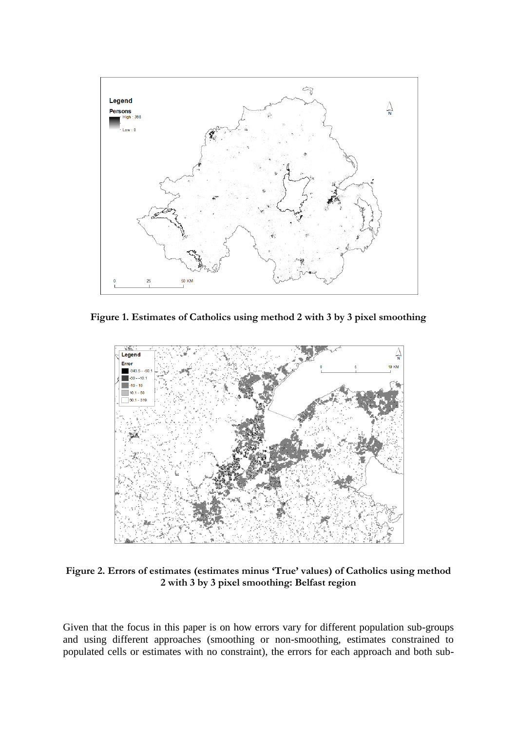**Figure 1. Estimates of Catholics using method 2 with 3 by 3 pixel smoothing**

**Figure 2. Errors of estimates (estimates minus 'True' values) of Catholics using method 2 with 3 by 3 pixel smoothing: Belfast region**

Given that the focus in this paper is on how errors vary for different population sub-groups and using different approaches (smoothing or non-smoothing, estimates constrained to populated cells or estimates with no constraint), the errors for each approach and both sub-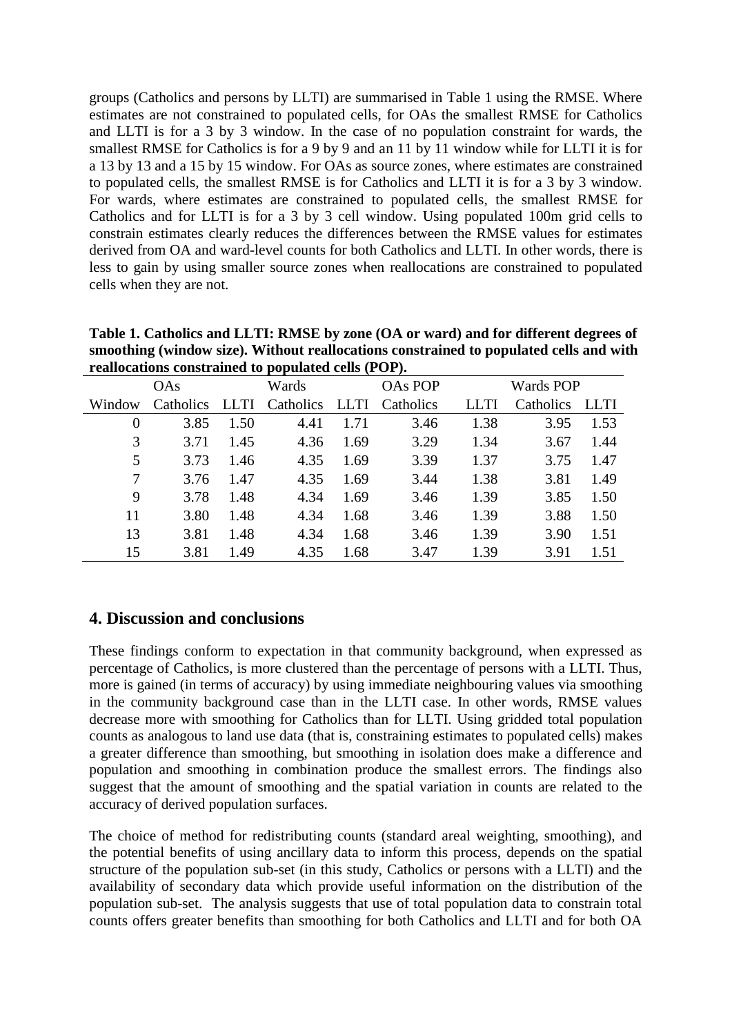groups (Catholics and persons by LLTI) are summarised in Table 1 using the RMSE. Where estimates are not constrained to populated cells, for OAs the smallest RMSE for Catholics and LLTI is for a 3 by 3 window. In the case of no population constraint for wards, the smallest RMSE for Catholics is for a 9 by 9 and an 11 by 11 window while for LLTI it is for a 13 by 13 and a 15 by 15 window. For OAs as source zones, where estimates are constrained to populated cells, the smallest RMSE is for Catholics and LLTI it is for a 3 by 3 window. For wards, where estimates are constrained to populated cells, the smallest RMSE for Catholics and for LLTI is for a 3 by 3 cell window. Using populated 100m grid cells to constrain estimates clearly reduces the differences between the RMSE values for estimates derived from OA and ward-level counts for both Catholics and LLTI. In other words, there is less to gain by using smaller source zones when reallocations are constrained to populated cells when they are not.

**Table 1. Catholics and LLTI: RMSE by zone (OA or ward) and for different degrees of smoothing (window size). Without reallocations constrained to populated cells and with reallocations constrained to populated cells (POP).**

| | OAs | | Wards | | OAs POP | | Wards POP | |
|---|---|---|---|---|---|---|---|---|
| Window | Catholics | LLTI | Catholics | LLTI | Catholics | LLTI | Catholics | LLTI |
| 0 | 3.85 | 1.50 | 4.41 | 1.71 | 3.46 | 1.38 | 3.95 | 1.53 |
| 3 | 3.71 | 1.45 | 4.36 | 1.69 | 3.29 | 1.34 | 3.67 | 1.44 |
| 5 | 3.73 | 1.46 | 4.35 | 1.69 | 3.39 | 1.37 | 3.75 | 1.47 |
| 7 | 3.76 | 1.47 | 4.35 | 1.69 | 3.44 | 1.38 | 3.81 | 1.49 |
| 9 | 3.78 | 1.48 | 4.34 | 1.69 | 3.46 | 1.39 | 3.85 | 1.50 |
| 11 | 3.80 | 1.48 | 4.34 | 1.68 | 3.46 | 1.39 | 3.88 | 1.50 |
| 13 | 3.81 | 1.48 | 4.34 | 1.68 | 3.46 | 1.39 | 3.90 | 1.51 |
| 15 | 3.81 | 1.49 | 4.35 | 1.68 | 3.47 | 1.39 | 3.91 | 1.51 |

## 4. Discussion and conclusions

These findings conform to expectation in that community background, when expressed as percentage of Catholics, is more clustered than the percentage of persons with a LLTI. Thus, more is gained (in terms of accuracy) by using immediate neighbouring values via smoothing in the community background case than in the LLTI case. In other words, RMSE values decrease more with smoothing for Catholics than for LLTI. Using gridded total population counts as analogous to land use data (that is, constraining estimates to populated cells) makes a greater difference than smoothing, but smoothing in isolation does make a difference and population and smoothing in combination produce the smallest errors. The findings also suggest that the amount of smoothing and the spatial variation in counts are related to the accuracy of derived population surfaces.

The choice of method for redistributing counts (standard areal weighting, smoothing), and the potential benefits of using ancillary data to inform this process, depends on the spatial structure of the population sub-set (in this study, Catholics or persons with a LLTI) and the availability of secondary data which provide useful information on the distribution of the population sub-set. The analysis suggests that use of total population data to constrain total counts offers greater benefits than smoothing for both Catholics and LLTI and for both OA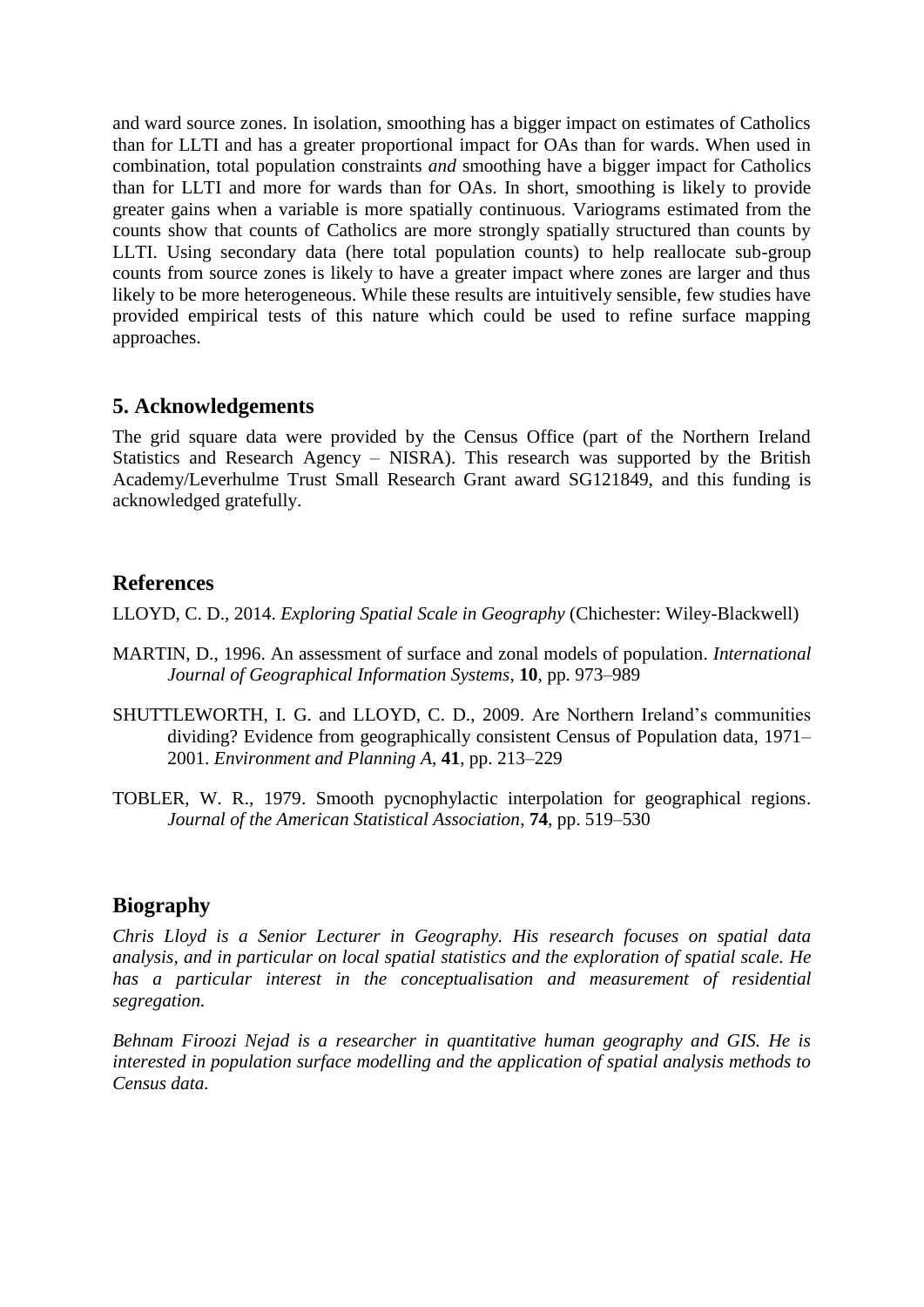and ward source zones. In isolation, smoothing has a bigger impact on estimates of Catholics than for LLTI and has a greater proportional impact for OAs than for wards. When used in combination, total population constraints *and* smoothing have a bigger impact for Catholics than for LLTI and more for wards than for OAs. In short, smoothing is likely to provide greater gains when a variable is more spatially continuous. Variograms estimated from the counts show that counts of Catholics are more strongly spatially structured than counts by LLTI. Using secondary data (here total population counts) to help reallocate sub-group counts from source zones is likely to have a greater impact where zones are larger and thus likely to be more heterogeneous. While these results are intuitively sensible, few studies have provided empirical tests of this nature which could be used to refine surface mapping approaches.

## 5. Acknowledgements

The grid square data were provided by the Census Office (part of the Northern Ireland Statistics and Research Agency – NISRA). This research was supported by the British Academy/Leverhulme Trust Small Research Grant award SG121849, and this funding is acknowledged gratefully.

## References

LLOYD, C. D., 2014. *Exploring Spatial Scale in Geography* (Chichester: Wiley-Blackwell)

MARTIN, D., 1996. An assessment of surface and zonal models of population. *International Journal of Geographical Information Systems*, **10**, pp. 973–989

SHUTTLEWORTH, I. G. and LLOYD, C. D., 2009. Are Northern Ireland's communities dividing? Evidence from geographically consistent Census of Population data, 1971–2001. *Environment and Planning A*, **41**, pp. 213–229

TOBLER, W. R., 1979. Smooth pycnophylactic interpolation for geographical regions. *Journal of the American Statistical Association*, **74**, pp. 519–530

## Biography

*Chris Lloyd is a Senior Lecturer in Geography. His research focuses on spatial data analysis, and in particular on local spatial statistics and the exploration of spatial scale. He has a particular interest in the conceptualisation and measurement of residential segregation.*

*Behnam Firoozi Nejad is a researcher in quantitative human geography and GIS. He is interested in population surface modelling and the application of spatial analysis methods to Census data.*